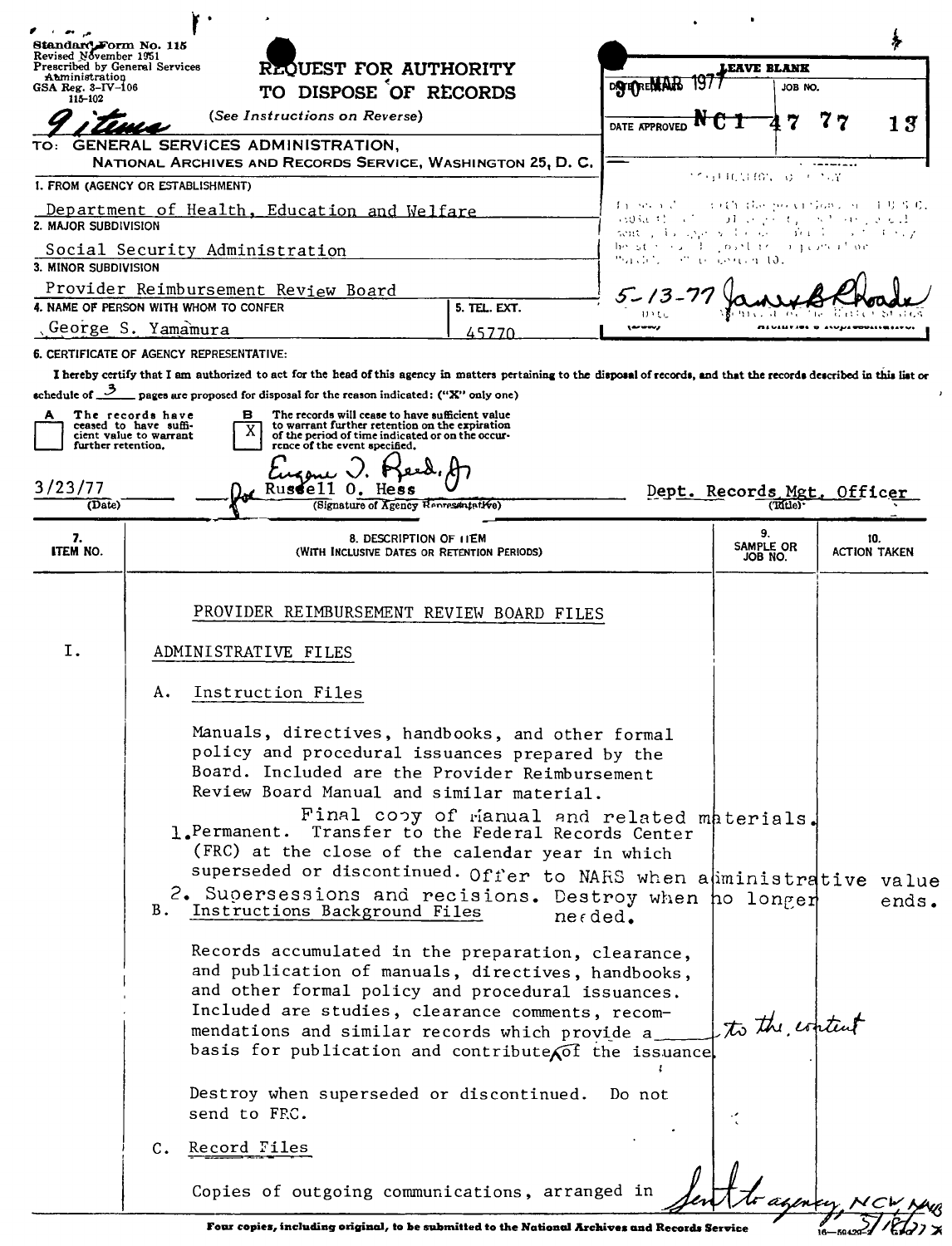Standard Form No. 115
Revised November 1951
Prescribed by General Services Administration
GSA Reg. 3-IV-106
115-102

# REQUEST FOR AUTHORITY TO DISPOSE OF RECORDS

*(See Instructions on Reverse)*

9 items

| LEAVE BLANK | |
|---|---|
| DATE RECEIVED 30 MAR 1977 | JOB NO. NC1 47 77 13 |
| DATE APPROVED | |

NOTIFICATION TO AGENCY

In accordance with the provisions of 44 U.S.C. 3303a the disposal request, including amendments, is approved except for items that may be marked "disposition not approved" or "withdrawn" in column 10.

5-13-77 — James B Rhoads, Archivist of the United States

TO: GENERAL SERVICES ADMINISTRATION,
NATIONAL ARCHIVES AND RECORDS SERVICE, WASHINGTON 25, D. C.

1. FROM (AGENCY OR ESTABLISHMENT)
Department of Health, Education and Welfare

2. MAJOR SUBDIVISION
Social Security Administration

3. MINOR SUBDIVISION
Provider Reimbursement Review Board

4. NAME OF PERSON WITH WHOM TO CONFER
George S. Yamamura

5. TEL. EXT.
45770

6. CERTIFICATE OF AGENCY REPRESENTATIVE:

I hereby certify that I am authorized to act for the head of this agency in matters pertaining to the disposal of records, and that the records described in this list or schedule of 3 pages are proposed for disposal for the reason indicated: ("X" only one)

- [ ] A — The records have ceased to have sufficient value to warrant further retention.
- [X] B — The records will cease to have sufficient value to warrant further retention on the expiration of the period of time indicated or on the occurrence of the event specified.

3/23/77 (Date) — Eugene J. Reed, Jr. for Russell O. Hess (Signature of Agency Representative) — Dept. Records Mgt. Officer (Title)

| 7. ITEM NO. | 8. DESCRIPTION OF ITEM (WITH INCLUSIVE DATES OR RETENTION PERIODS) | 9. SAMPLE OR JOB NO. | 10. ACTION TAKEN |
|---|---|---|---|

PROVIDER REIMBURSEMENT REVIEW BOARD FILES

I. ADMINISTRATIVE FILES

A. Instruction Files

Manuals, directives, handbooks, and other formal policy and procedural issuances prepared by the Board. Included are the Provider Reimbursement Review Board Manual and similar material.

1. Final copy of manual and related materials. Permanent. Transfer to the Federal Records Center (FRC) at the close of the calendar year in which superseded or discontinued. Offer to NARS when administrative value ends.
2. Supersessions and recisions. Destroy when no longer needed.

B. Instructions Background Files

Records accumulated in the preparation, clearance, and publication of manuals, directives, handbooks, and other formal policy and procedural issuances. Included are studies, clearance comments, recommendations and similar records which provide a basis for publication and contribute to the content of the issuance.

Destroy when superseded or discontinued. Do not send to FRC.

C. Record Files

Copies of outgoing communications, arranged in

Sent to agency NCW NARS 5/18/77

Four copies, including original, to be submitted to the National Archives and Records Service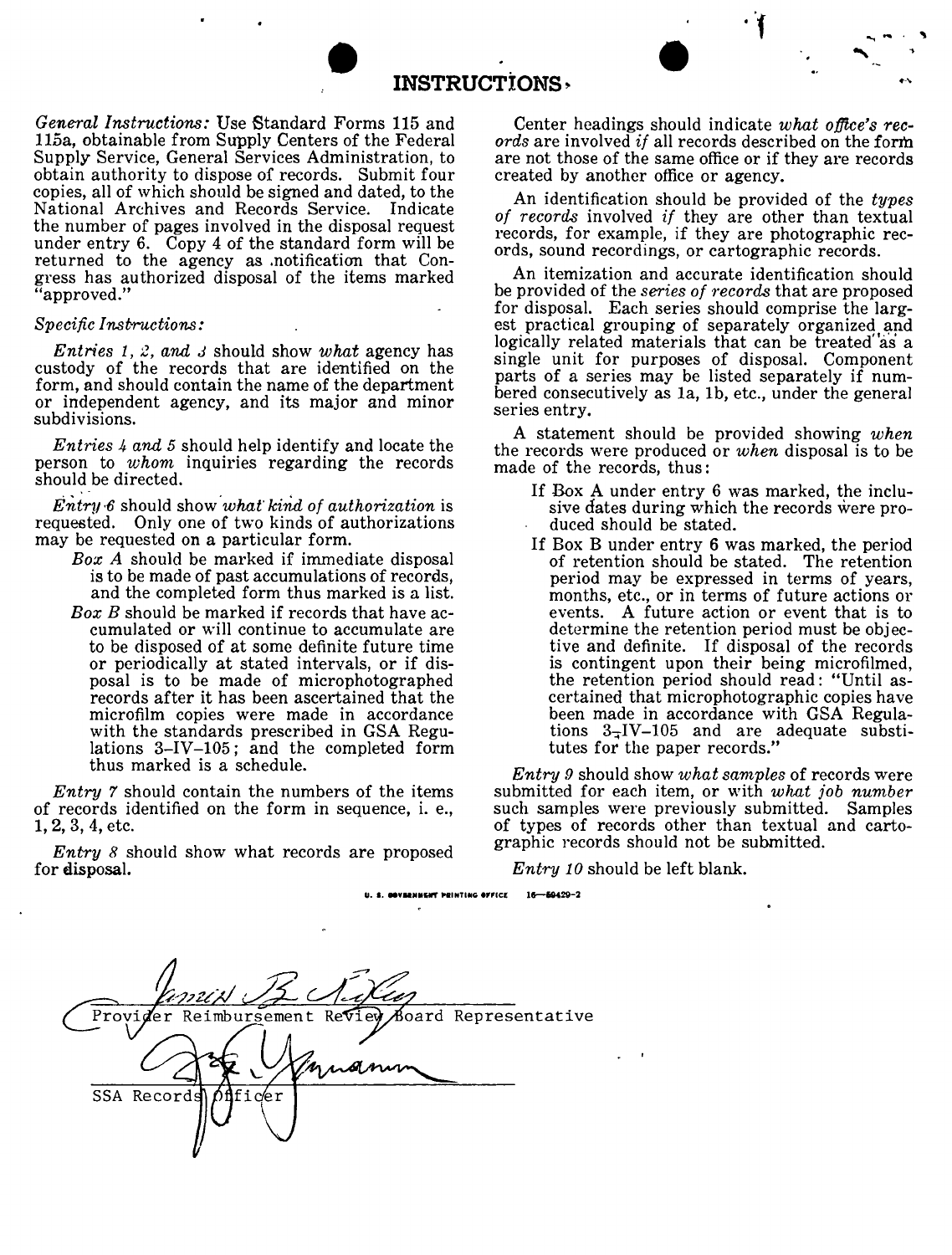# INSTRUCTIONS

*General Instructions:* Use Standard Forms 115 and 115a, obtainable from Supply Centers of the Federal Supply Service, General Services Administration, to obtain authority to dispose of records. Submit four copies, all of which should be signed and dated, to the National Archives and Records Service. Indicate the number of pages involved in the disposal request under entry 6. Copy 4 of the standard form will be returned to the agency as notification that Congress has authorized disposal of the items marked "approved."

*Specific Instructions:*

*Entries 1, 2, and 3* should show *what* agency has custody of the records that are identified on the form, and should contain the name of the department or independent agency, and its major and minor subdivisions.

*Entries 4 and 5* should help identify and locate the person to *whom* inquiries regarding the records should be directed.

*Entry 6* should show *what kind of authorization* is requested. Only one of two kinds of authorizations may be requested on a particular form.

- *Box A* should be marked if immediate disposal is to be made of past accumulations of records, and the completed form thus marked is a list.
- *Box B* should be marked if records that have accumulated or will continue to accumulate are to be disposed of at some definite future time or periodically at stated intervals, or if disposal is to be made of microphotographed records after it has been ascertained that the microfilm copies were made in accordance with the standards prescribed in GSA Regulations 3–IV–105; and the completed form thus marked is a schedule.

*Entry 7* should contain the numbers of the items of records identified on the form in sequence, i. e., 1, 2, 3, 4, etc.

*Entry 8* should show what records are proposed for disposal.

Center headings should indicate *what office's records* are involved *if* all records described on the form are not those of the same office or if they are records created by another office or agency.

An identification should be provided of the *types of records* involved *if* they are other than textual records, for example, if they are photographic records, sound recordings, or cartographic records.

An itemization and accurate identification should be provided of the *series of records* that are proposed for disposal. Each series should comprise the largest practical grouping of separately organized and logically related materials that can be treated as a single unit for purposes of disposal. Component parts of a series may be listed separately if numbered consecutively as 1a, 1b, etc., under the general series entry.

A statement should be provided showing *when* the records were produced or *when* disposal is to be made of the records, thus:

- If Box A under entry 6 was marked, the inclusive dates during which the records were produced should be stated.
- If Box B under entry 6 was marked, the period of retention should be stated. The retention period may be expressed in terms of years, months, etc., or in terms of future actions or events. A future action or event that is to determine the retention period must be objective and definite. If disposal of the records is contingent upon their being microfilmed, the retention period should read: "Until ascertained that microphotographic copies have been made in accordance with GSA Regulations 3–IV–105 and are adequate substitutes for the paper records."

*Entry 9* should show *what samples* of records were submitted for each item, or with *what job number* such samples were previously submitted. Samples of types of records other than textual and cartographic records should not be submitted.

*Entry 10* should be left blank.

U. S. GOVERNMENT PRINTING OFFICE 16—59429-2

Provider Reimbursement Review Board Representative

SSA Records Officer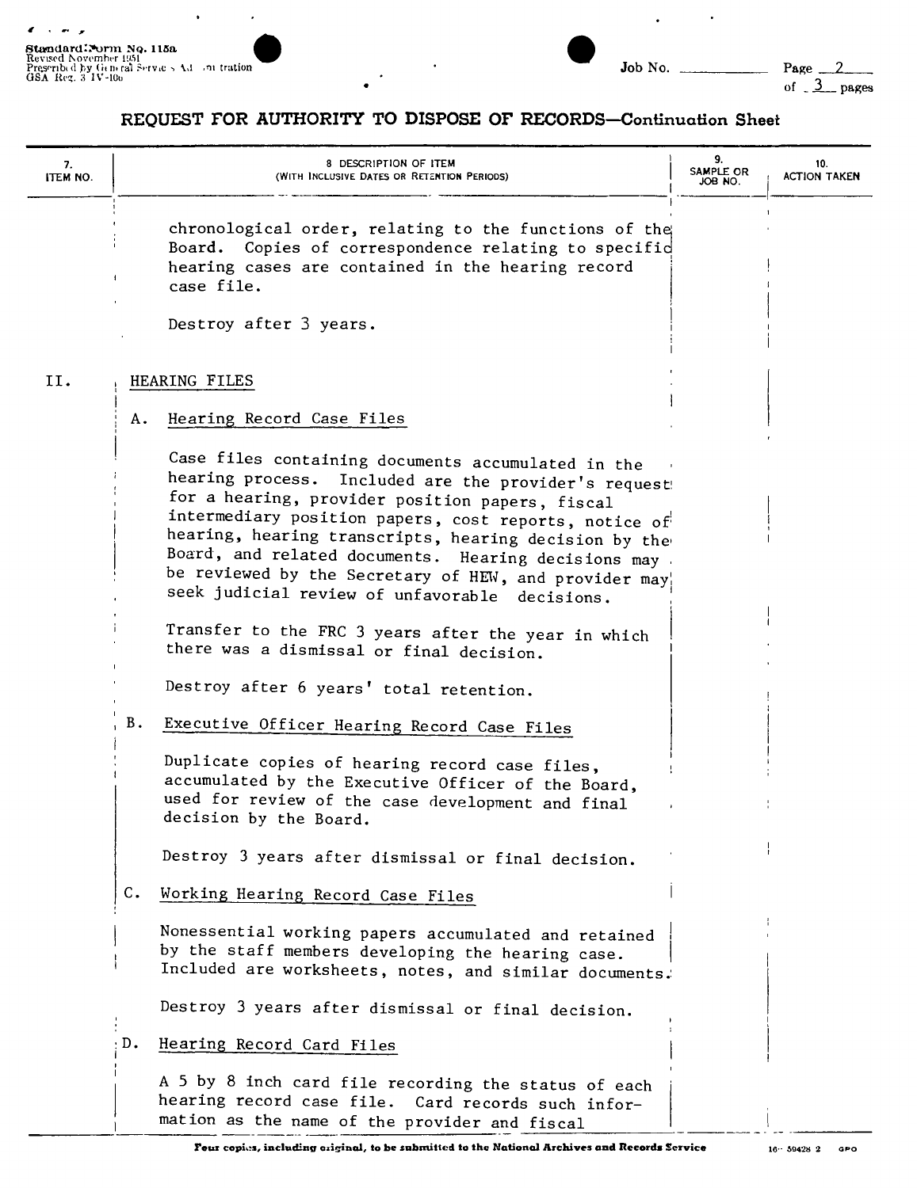Standard Form No. 115a
Revised November 1951
Prescribed by General Services Administration
GSA Reg. 3 IV-106

Job No. ______ Page 2 of 3 pages

# REQUEST FOR AUTHORITY TO DISPOSE OF RECORDS—Continuation Sheet

| 7. ITEM NO. | 8. DESCRIPTION OF ITEM (WITH INCLUSIVE DATES OR RETENTION PERIODS) | 9. SAMPLE OR JOB NO. | 10. ACTION TAKEN |
|---|---|---|---|
| | chronological order, relating to the functions of the Board. Copies of correspondence relating to specific hearing cases are contained in the hearing record case file.<br><br>Destroy after 3 years. | | |
| II. | HEARING FILES | | |
| | A. Hearing Record Case Files<br><br>Case files containing documents accumulated in the hearing process. Included are the provider's request for a hearing, provider position papers, fiscal intermediary position papers, cost reports, notice of hearing, hearing transcripts, hearing decision by the Board, and related documents. Hearing decisions may be reviewed by the Secretary of HEW, and provider may seek judicial review of unfavorable decisions.<br><br>Transfer to the FRC 3 years after the year in which there was a dismissal or final decision.<br><br>Destroy after 6 years' total retention. | | |
| | B. Executive Officer Hearing Record Case Files<br><br>Duplicate copies of hearing record case files, accumulated by the Executive Officer of the Board, used for review of the case development and final decision by the Board.<br><br>Destroy 3 years after dismissal or final decision. | | |
| | C. Working Hearing Record Case Files<br><br>Nonessential working papers accumulated and retained by the staff members developing the hearing case. Included are worksheets, notes, and similar documents.<br><br>Destroy 3 years after dismissal or final decision. | | |
| | D. Hearing Record Card Files<br><br>A 5 by 8 inch card file recording the status of each hearing record case file. Card records such information as the name of the provider and fiscal | | |

Four copies, including original, to be submitted to the National Archives and Records Service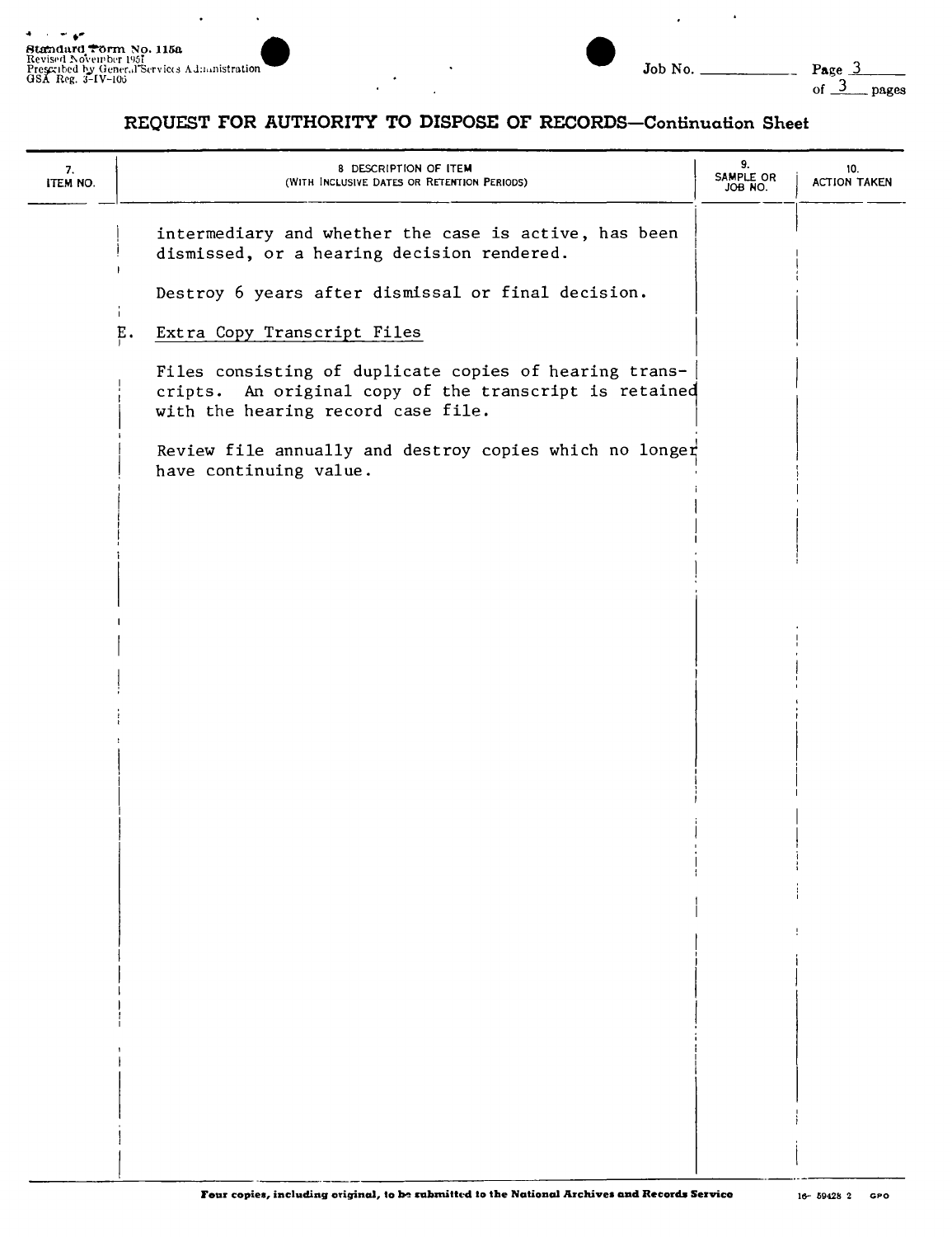Standard Form No. 115a
Revised November 1951
Prescribed by General Services Administration
GSA Reg. 3-IV-106

Job No. ____________

## REQUEST FOR AUTHORITY TO DISPOSE OF RECORDS—Continuation Sheet

| 7. ITEM NO. | 8. DESCRIPTION OF ITEM (WITH INCLUSIVE DATES OR RETENTION PERIODS) | 9. SAMPLE OR JOB NO. | 10. ACTION TAKEN |
| --- | --- | --- | --- |
| | intermediary and whether the case is active, has been dismissed, or a hearing decision rendered. | | |
| | Destroy 6 years after dismissal or final decision. | | |
| E. | Extra Copy Transcript Files | | |
| | Files consisting of duplicate copies of hearing transcripts. An original copy of the transcript is retained with the hearing record case file. | | |
| | Review file annually and destroy copies which no longer have continuing value. | | |

**Four copies, including original, to be submitted to the National Archives and Records Service**

16-59428 2 GPO